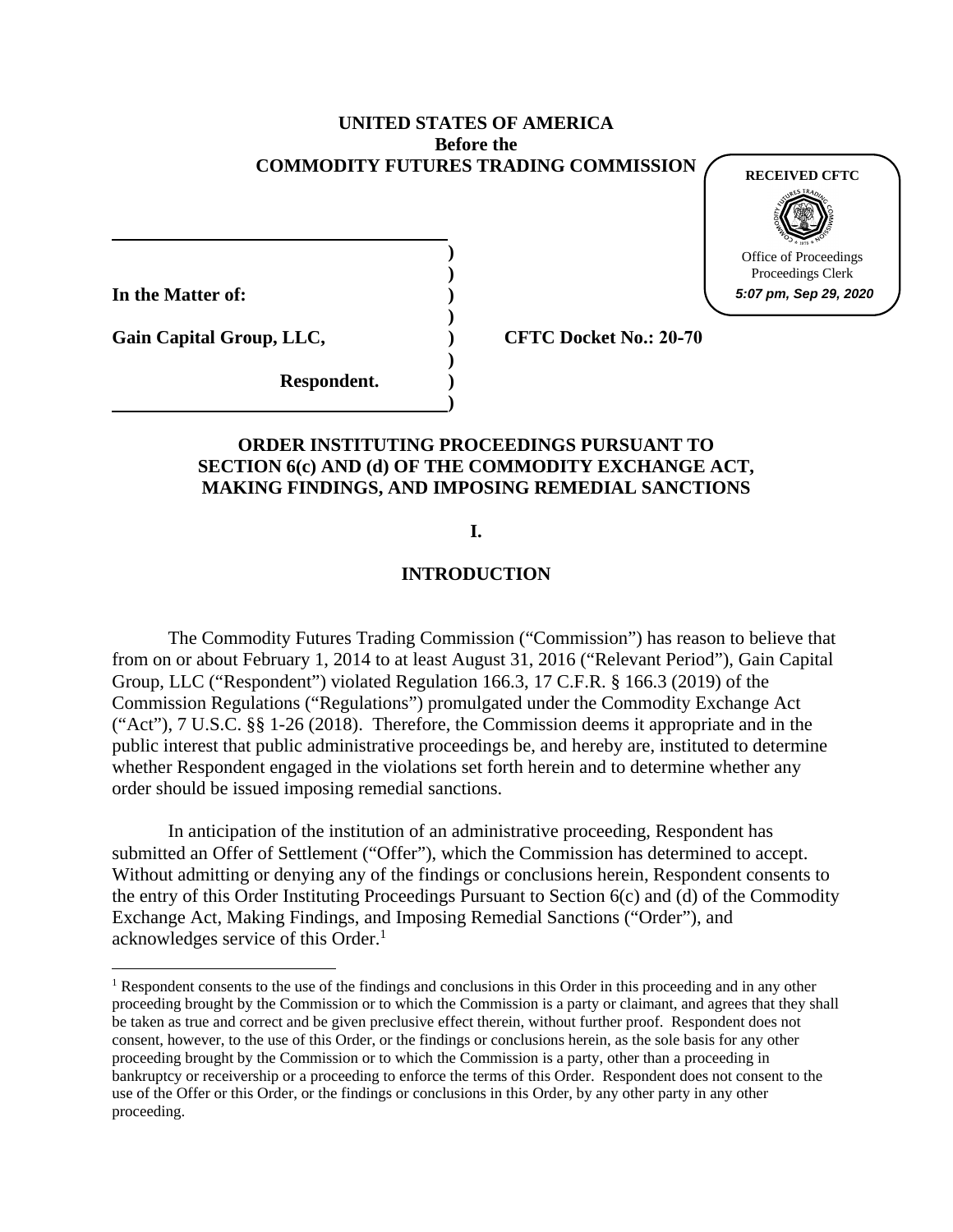**UNITED STATES OF AMERICA**
**Before the**
**COMMODITY FUTURES TRADING COMMISSION**

RECEIVED CFTC
Office of Proceedings
Proceedings Clerk
*5:07 pm, Sep 29, 2020*

**In the Matter of:**

**Gain Capital Group, LLC,**

**Respondent.**

**CFTC Docket No.: 20-70**

## ORDER INSTITUTING PROCEEDINGS PURSUANT TO SECTION 6(c) AND (d) OF THE COMMODITY EXCHANGE ACT, MAKING FINDINGS, AND IMPOSING REMEDIAL SANCTIONS

## I.

## INTRODUCTION

The Commodity Futures Trading Commission ("Commission") has reason to believe that from on or about February 1, 2014 to at least August 31, 2016 ("Relevant Period"), Gain Capital Group, LLC ("Respondent") violated Regulation 166.3, 17 C.F.R. § 166.3 (2019) of the Commission Regulations ("Regulations") promulgated under the Commodity Exchange Act ("Act"), 7 U.S.C. §§ 1-26 (2018). Therefore, the Commission deems it appropriate and in the public interest that public administrative proceedings be, and hereby are, instituted to determine whether Respondent engaged in the violations set forth herein and to determine whether any order should be issued imposing remedial sanctions.

In anticipation of the institution of an administrative proceeding, Respondent has submitted an Offer of Settlement ("Offer"), which the Commission has determined to accept. Without admitting or denying any of the findings or conclusions herein, Respondent consents to the entry of this Order Instituting Proceedings Pursuant to Section 6(c) and (d) of the Commodity Exchange Act, Making Findings, and Imposing Remedial Sanctions ("Order"), and acknowledges service of this Order.[1]

[1] Respondent consents to the use of the findings and conclusions in this Order in this proceeding and in any other proceeding brought by the Commission or to which the Commission is a party or claimant, and agrees that they shall be taken as true and correct and be given preclusive effect therein, without further proof. Respondent does not consent, however, to the use of this Order, or the findings or conclusions herein, as the sole basis for any other proceeding brought by the Commission or to which the Commission is a party, other than a proceeding in bankruptcy or receivership or a proceeding to enforce the terms of this Order. Respondent does not consent to the use of the Offer or this Order, or the findings or conclusions in this Order, by any other party in any other proceeding.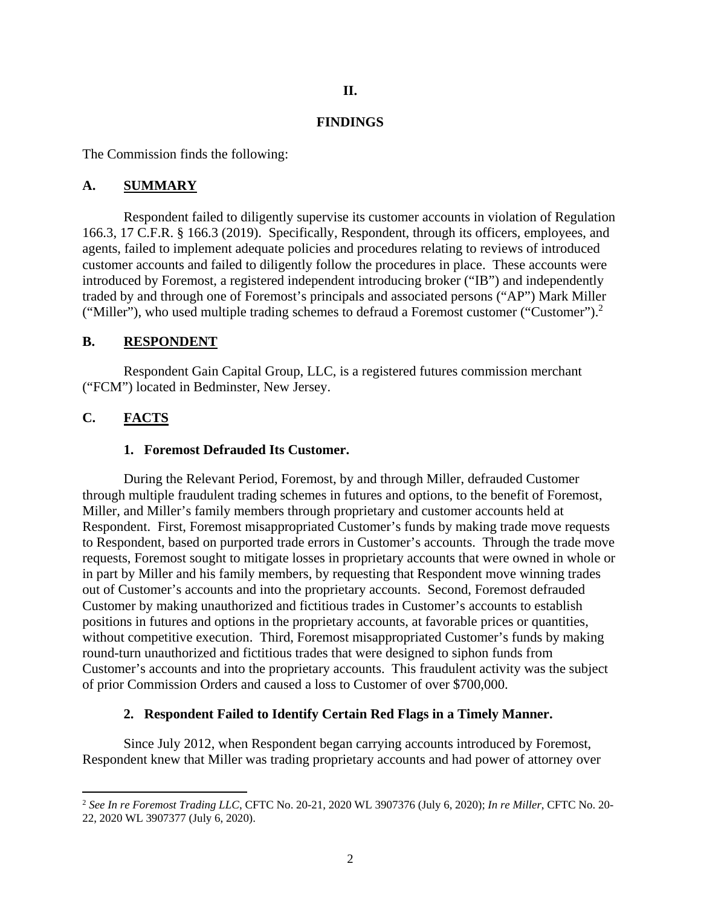## II.

## FINDINGS

The Commission finds the following:

### A. SUMMARY

Respondent failed to diligently supervise its customer accounts in violation of Regulation 166.3, 17 C.F.R. § 166.3 (2019). Specifically, Respondent, through its officers, employees, and agents, failed to implement adequate policies and procedures relating to reviews of introduced customer accounts and failed to diligently follow the procedures in place. These accounts were introduced by Foremost, a registered independent introducing broker ("IB") and independently traded by and through one of Foremost's principals and associated persons ("AP") Mark Miller ("Miller"), who used multiple trading schemes to defraud a Foremost customer ("Customer").[2]

### B. RESPONDENT

Respondent Gain Capital Group, LLC, is a registered futures commission merchant ("FCM") located in Bedminster, New Jersey.

### C. FACTS

#### 1. Foremost Defrauded Its Customer.

During the Relevant Period, Foremost, by and through Miller, defrauded Customer through multiple fraudulent trading schemes in futures and options, to the benefit of Foremost, Miller, and Miller's family members through proprietary and customer accounts held at Respondent. First, Foremost misappropriated Customer's funds by making trade move requests to Respondent, based on purported trade errors in Customer's accounts. Through the trade move requests, Foremost sought to mitigate losses in proprietary accounts that were owned in whole or in part by Miller and his family members, by requesting that Respondent move winning trades out of Customer's accounts and into the proprietary accounts. Second, Foremost defrauded Customer by making unauthorized and fictitious trades in Customer's accounts to establish positions in futures and options in the proprietary accounts, at favorable prices or quantities, without competitive execution. Third, Foremost misappropriated Customer's funds by making round-turn unauthorized and fictitious trades that were designed to siphon funds from Customer's accounts and into the proprietary accounts. This fraudulent activity was the subject of prior Commission Orders and caused a loss to Customer of over $700,000.

#### 2. Respondent Failed to Identify Certain Red Flags in a Timely Manner.

Since July 2012, when Respondent began carrying accounts introduced by Foremost, Respondent knew that Miller was trading proprietary accounts and had power of attorney over

---

[2] *See In re Foremost Trading LLC*, CFTC No. 20-21, 2020 WL 3907376 (July 6, 2020); *In re Miller*, CFTC No. 20-22, 2020 WL 3907377 (July 6, 2020).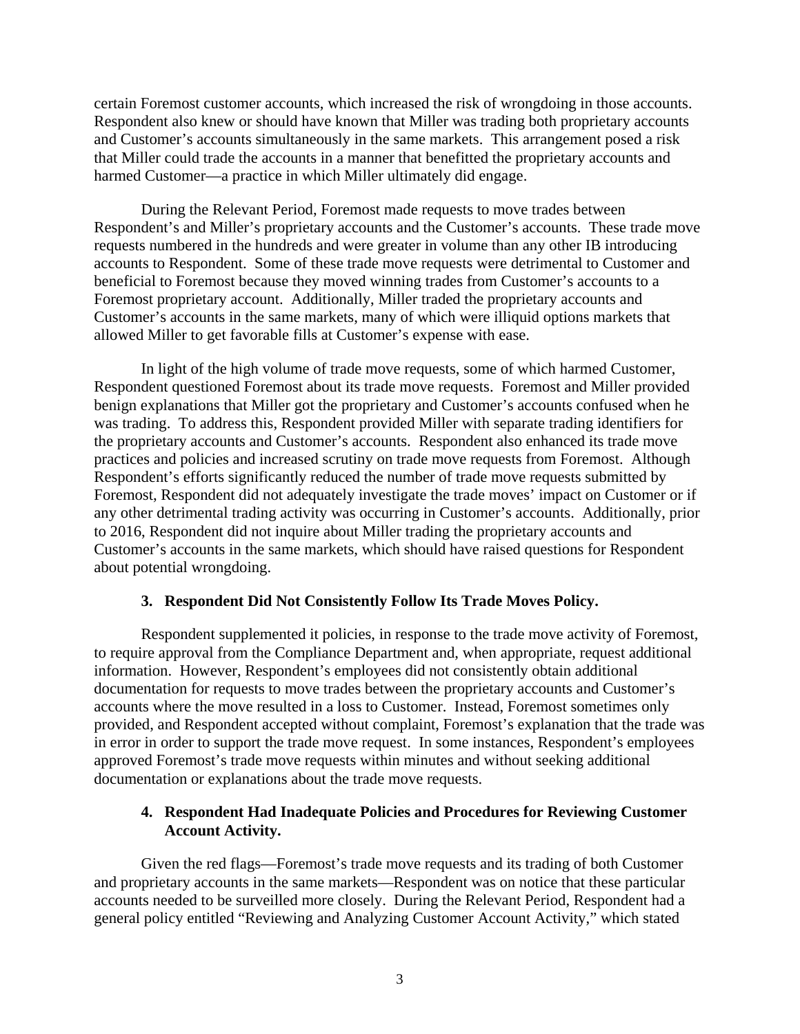certain Foremost customer accounts, which increased the risk of wrongdoing in those accounts. Respondent also knew or should have known that Miller was trading both proprietary accounts and Customer's accounts simultaneously in the same markets. This arrangement posed a risk that Miller could trade the accounts in a manner that benefitted the proprietary accounts and harmed Customer—a practice in which Miller ultimately did engage.

During the Relevant Period, Foremost made requests to move trades between Respondent's and Miller's proprietary accounts and the Customer's accounts. These trade move requests numbered in the hundreds and were greater in volume than any other IB introducing accounts to Respondent. Some of these trade move requests were detrimental to Customer and beneficial to Foremost because they moved winning trades from Customer's accounts to a Foremost proprietary account. Additionally, Miller traded the proprietary accounts and Customer's accounts in the same markets, many of which were illiquid options markets that allowed Miller to get favorable fills at Customer's expense with ease.

In light of the high volume of trade move requests, some of which harmed Customer, Respondent questioned Foremost about its trade move requests. Foremost and Miller provided benign explanations that Miller got the proprietary and Customer's accounts confused when he was trading. To address this, Respondent provided Miller with separate trading identifiers for the proprietary accounts and Customer's accounts. Respondent also enhanced its trade move practices and policies and increased scrutiny on trade move requests from Foremost. Although Respondent's efforts significantly reduced the number of trade move requests submitted by Foremost, Respondent did not adequately investigate the trade moves' impact on Customer or if any other detrimental trading activity was occurring in Customer's accounts. Additionally, prior to 2016, Respondent did not inquire about Miller trading the proprietary accounts and Customer's accounts in the same markets, which should have raised questions for Respondent about potential wrongdoing.

### 3. Respondent Did Not Consistently Follow Its Trade Moves Policy.

Respondent supplemented it policies, in response to the trade move activity of Foremost, to require approval from the Compliance Department and, when appropriate, request additional information. However, Respondent's employees did not consistently obtain additional documentation for requests to move trades between the proprietary accounts and Customer's accounts where the move resulted in a loss to Customer. Instead, Foremost sometimes only provided, and Respondent accepted without complaint, Foremost's explanation that the trade was in error in order to support the trade move request. In some instances, Respondent's employees approved Foremost's trade move requests within minutes and without seeking additional documentation or explanations about the trade move requests.

### 4. Respondent Had Inadequate Policies and Procedures for Reviewing Customer Account Activity.

Given the red flags—Foremost's trade move requests and its trading of both Customer and proprietary accounts in the same markets—Respondent was on notice that these particular accounts needed to be surveilled more closely. During the Relevant Period, Respondent had a general policy entitled "Reviewing and Analyzing Customer Account Activity," which stated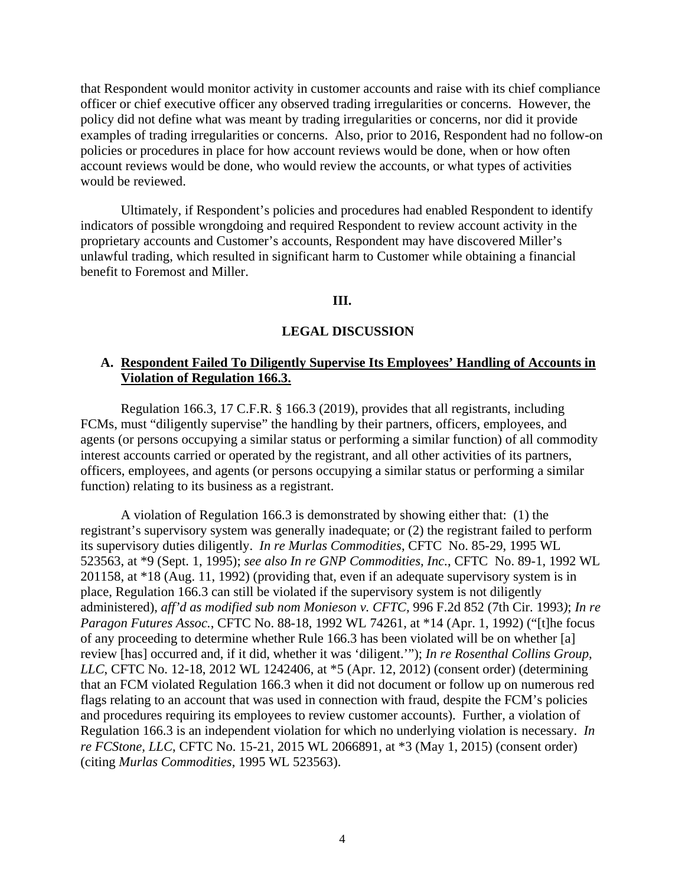that Respondent would monitor activity in customer accounts and raise with its chief compliance officer or chief executive officer any observed trading irregularities or concerns. However, the policy did not define what was meant by trading irregularities or concerns, nor did it provide examples of trading irregularities or concerns. Also, prior to 2016, Respondent had no follow-on policies or procedures in place for how account reviews would be done, when or how often account reviews would be done, who would review the accounts, or what types of activities would be reviewed.

Ultimately, if Respondent's policies and procedures had enabled Respondent to identify indicators of possible wrongdoing and required Respondent to review account activity in the proprietary accounts and Customer's accounts, Respondent may have discovered Miller's unlawful trading, which resulted in significant harm to Customer while obtaining a financial benefit to Foremost and Miller.

## III.

## LEGAL DISCUSSION

### A. Respondent Failed To Diligently Supervise Its Employees' Handling of Accounts in Violation of Regulation 166.3.

Regulation 166.3, 17 C.F.R. § 166.3 (2019), provides that all registrants, including FCMs, must "diligently supervise" the handling by their partners, officers, employees, and agents (or persons occupying a similar status or performing a similar function) of all commodity interest accounts carried or operated by the registrant, and all other activities of its partners, officers, employees, and agents (or persons occupying a similar status or performing a similar function) relating to its business as a registrant.

A violation of Regulation 166.3 is demonstrated by showing either that: (1) the registrant's supervisory system was generally inadequate; or (2) the registrant failed to perform its supervisory duties diligently. *In re Murlas Commodities*, CFTC No. 85-29, 1995 WL 523563, at *9 (Sept. 1, 1995); *see also In re GNP Commodities, Inc.*, CFTC No. 89-1, 1992 WL 201158, at *18 (Aug. 11, 1992) (providing that, even if an adequate supervisory system is in place, Regulation 166.3 can still be violated if the supervisory system is not diligently administered), *aff'd as modified sub nom Monieson v. CFTC*, 996 F.2d 852 (7th Cir. 1993); *In re Paragon Futures Assoc.*, CFTC No. 88-18, 1992 WL 74261, at *14 (Apr. 1, 1992) ("[t]he focus of any proceeding to determine whether Rule 166.3 has been violated will be on whether [a] review [has] occurred and, if it did, whether it was 'diligent.'"); *In re Rosenthal Collins Group, LLC*, CFTC No. 12-18, 2012 WL 1242406, at *5 (Apr. 12, 2012) (consent order) (determining that an FCM violated Regulation 166.3 when it did not document or follow up on numerous red flags relating to an account that was used in connection with fraud, despite the FCM's policies and procedures requiring its employees to review customer accounts). Further, a violation of Regulation 166.3 is an independent violation for which no underlying violation is necessary. *In re FCStone, LLC*, CFTC No. 15-21, 2015 WL 2066891, at *3 (May 1, 2015) (consent order) (citing *Murlas Commodities*, 1995 WL 523563).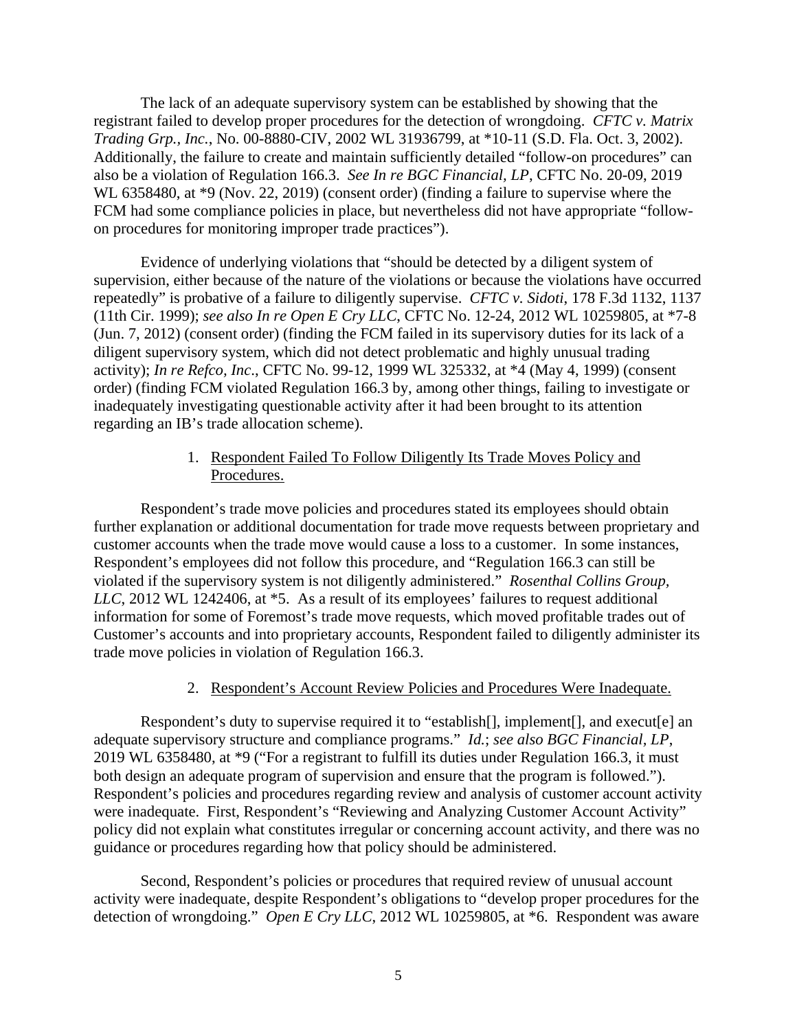The lack of an adequate supervisory system can be established by showing that the registrant failed to develop proper procedures for the detection of wrongdoing. *CFTC v. Matrix Trading Grp., Inc.*, No. 00-8880-CIV, 2002 WL 31936799, at *10-11 (S.D. Fla. Oct. 3, 2002). Additionally, the failure to create and maintain sufficiently detailed "follow-on procedures" can also be a violation of Regulation 166.3. *See In re BGC Financial, LP*, CFTC No. 20-09, 2019 WL 6358480, at *9 (Nov. 22, 2019) (consent order) (finding a failure to supervise where the FCM had some compliance policies in place, but nevertheless did not have appropriate "follow-on procedures for monitoring improper trade practices").

Evidence of underlying violations that "should be detected by a diligent system of supervision, either because of the nature of the violations or because the violations have occurred repeatedly" is probative of a failure to diligently supervise. *CFTC v. Sidoti*, 178 F.3d 1132, 1137 (11th Cir. 1999); *see also In re Open E Cry LLC*, CFTC No. 12-24, 2012 WL 10259805, at *7-8 (Jun. 7, 2012) (consent order) (finding the FCM failed in its supervisory duties for its lack of a diligent supervisory system, which did not detect problematic and highly unusual trading activity); *In re Refco, Inc.*, CFTC No. 99-12, 1999 WL 325332, at *4 (May 4, 1999) (consent order) (finding FCM violated Regulation 166.3 by, among other things, failing to investigate or inadequately investigating questionable activity after it had been brought to its attention regarding an IB's trade allocation scheme).

1. <u>Respondent Failed To Follow Diligently Its Trade Moves Policy and Procedures.</u>

Respondent's trade move policies and procedures stated its employees should obtain further explanation or additional documentation for trade move requests between proprietary and customer accounts when the trade move would cause a loss to a customer. In some instances, Respondent's employees did not follow this procedure, and "Regulation 166.3 can still be violated if the supervisory system is not diligently administered." *Rosenthal Collins Group, LLC*, 2012 WL 1242406, at *5. As a result of its employees' failures to request additional information for some of Foremost's trade move requests, which moved profitable trades out of Customer's accounts and into proprietary accounts, Respondent failed to diligently administer its trade move policies in violation of Regulation 166.3.

2. <u>Respondent's Account Review Policies and Procedures Were Inadequate.</u>

Respondent's duty to supervise required it to "establish[], implement[], and execut[e] an adequate supervisory structure and compliance programs." *Id.*; *see also BGC Financial, LP*, 2019 WL 6358480, at *9 ("For a registrant to fulfill its duties under Regulation 166.3, it must both design an adequate program of supervision and ensure that the program is followed."). Respondent's policies and procedures regarding review and analysis of customer account activity were inadequate. First, Respondent's "Reviewing and Analyzing Customer Account Activity" policy did not explain what constitutes irregular or concerning account activity, and there was no guidance or procedures regarding how that policy should be administered.

Second, Respondent's policies or procedures that required review of unusual account activity were inadequate, despite Respondent's obligations to "develop proper procedures for the detection of wrongdoing." *Open E Cry LLC*, 2012 WL 10259805, at *6. Respondent was aware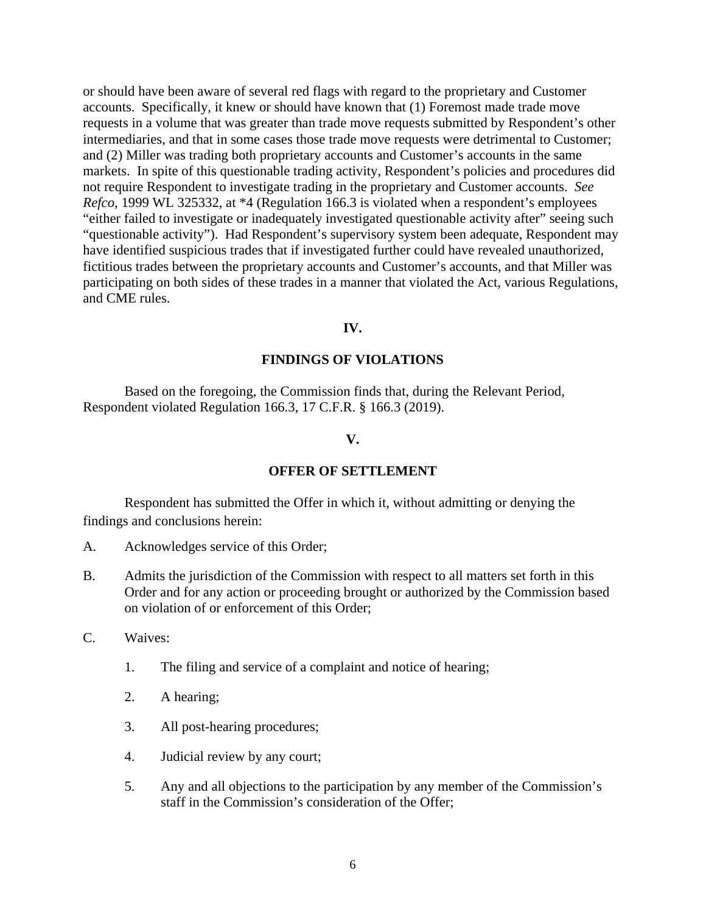or should have been aware of several red flags with regard to the proprietary and Customer accounts. Specifically, it knew or should have known that (1) Foremost made trade move requests in a volume that was greater than trade move requests submitted by Respondent's other intermediaries, and that in some cases those trade move requests were detrimental to Customer; and (2) Miller was trading both proprietary accounts and Customer's accounts in the same markets. In spite of this questionable trading activity, Respondent's policies and procedures did not require Respondent to investigate trading in the proprietary and Customer accounts. *See Refco*, 1999 WL 325332, at *4 (Regulation 166.3 is violated when a respondent's employees "either failed to investigate or inadequately investigated questionable activity after" seeing such "questionable activity"). Had Respondent's supervisory system been adequate, Respondent may have identified suspicious trades that if investigated further could have revealed unauthorized, fictitious trades between the proprietary accounts and Customer's accounts, and that Miller was participating on both sides of these trades in a manner that violated the Act, various Regulations, and CME rules.

## IV.

## FINDINGS OF VIOLATIONS

Based on the foregoing, the Commission finds that, during the Relevant Period, Respondent violated Regulation 166.3, 17 C.F.R. § 166.3 (2019).

## V.

## OFFER OF SETTLEMENT

Respondent has submitted the Offer in which it, without admitting or denying the findings and conclusions herein:

A. Acknowledges service of this Order;

B. Admits the jurisdiction of the Commission with respect to all matters set forth in this Order and for any action or proceeding brought or authorized by the Commission based on violation of or enforcement of this Order;

C. Waives:

1. The filing and service of a complaint and notice of hearing;

2. A hearing;

3. All post-hearing procedures;

4. Judicial review by any court;

5. Any and all objections to the participation by any member of the Commission's staff in the Commission's consideration of the Offer;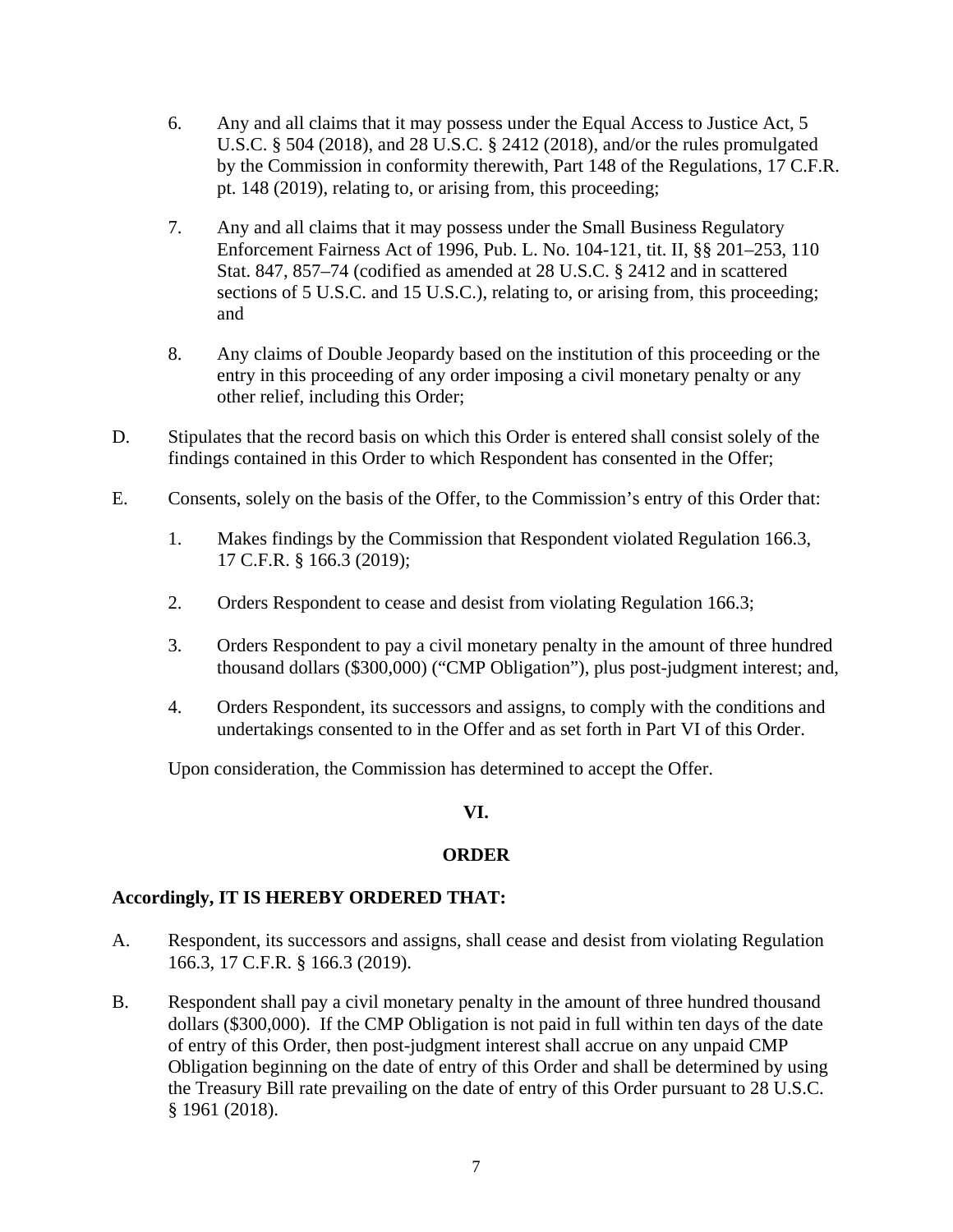6. Any and all claims that it may possess under the Equal Access to Justice Act, 5 U.S.C. § 504 (2018), and 28 U.S.C. § 2412 (2018), and/or the rules promulgated by the Commission in conformity therewith, Part 148 of the Regulations, 17 C.F.R. pt. 148 (2019), relating to, or arising from, this proceeding;

7. Any and all claims that it may possess under the Small Business Regulatory Enforcement Fairness Act of 1996, Pub. L. No. 104-121, tit. II, §§ 201–253, 110 Stat. 847, 857–74 (codified as amended at 28 U.S.C. § 2412 and in scattered sections of 5 U.S.C. and 15 U.S.C.), relating to, or arising from, this proceeding; and

8. Any claims of Double Jeopardy based on the institution of this proceeding or the entry in this proceeding of any order imposing a civil monetary penalty or any other relief, including this Order;

D. Stipulates that the record basis on which this Order is entered shall consist solely of the findings contained in this Order to which Respondent has consented in the Offer;

E. Consents, solely on the basis of the Offer, to the Commission's entry of this Order that:

1. Makes findings by the Commission that Respondent violated Regulation 166.3, 17 C.F.R. § 166.3 (2019);

2. Orders Respondent to cease and desist from violating Regulation 166.3;

3. Orders Respondent to pay a civil monetary penalty in the amount of three hundred thousand dollars ($300,000) ("CMP Obligation"), plus post-judgment interest; and,

4. Orders Respondent, its successors and assigns, to comply with the conditions and undertakings consented to in the Offer and as set forth in Part VI of this Order.

Upon consideration, the Commission has determined to accept the Offer.

## VI.

## ORDER

**Accordingly, IT IS HEREBY ORDERED THAT:**

A. Respondent, its successors and assigns, shall cease and desist from violating Regulation 166.3, 17 C.F.R. § 166.3 (2019).

B. Respondent shall pay a civil monetary penalty in the amount of three hundred thousand dollars ($300,000). If the CMP Obligation is not paid in full within ten days of the date of entry of this Order, then post-judgment interest shall accrue on any unpaid CMP Obligation beginning on the date of entry of this Order and shall be determined by using the Treasury Bill rate prevailing on the date of entry of this Order pursuant to 28 U.S.C. § 1961 (2018).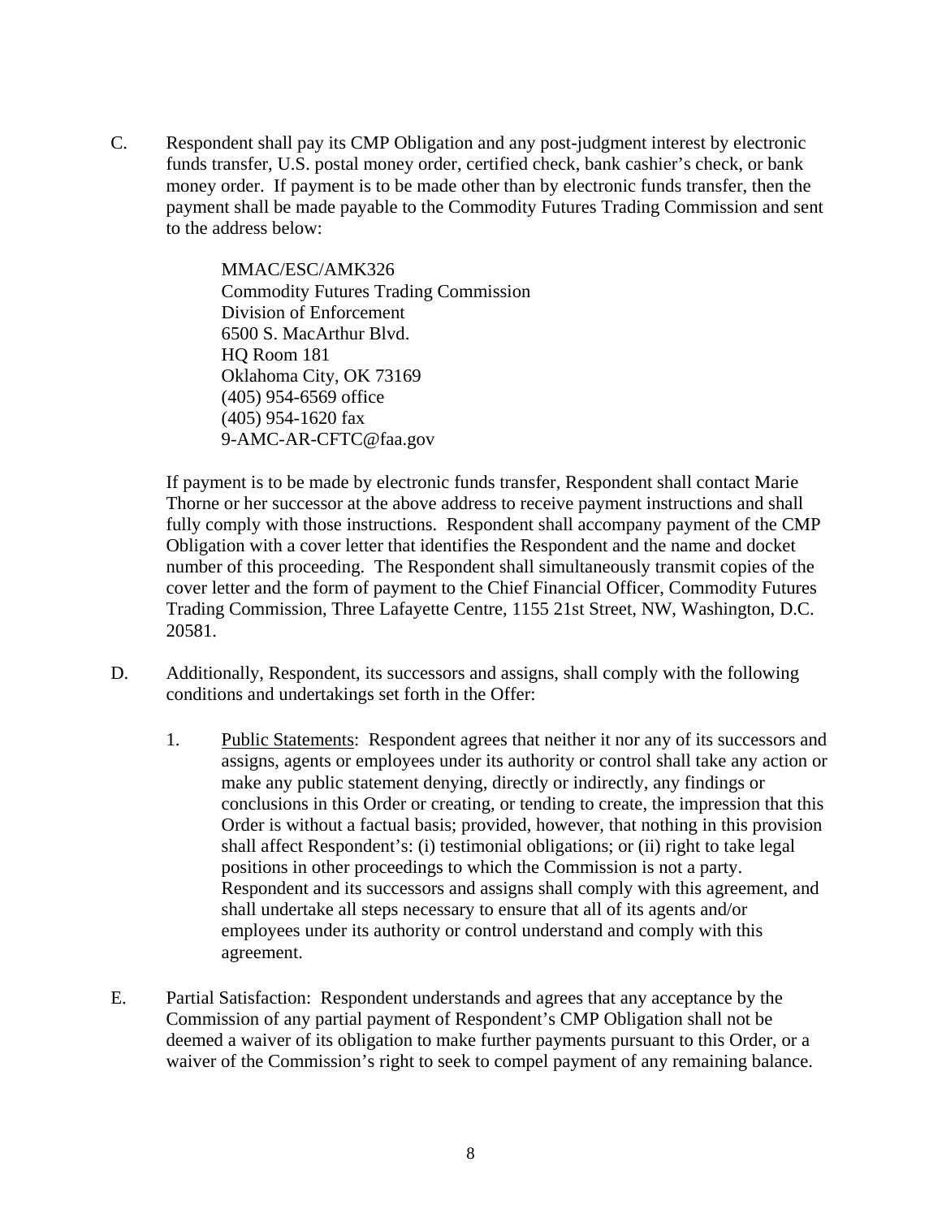C. Respondent shall pay its CMP Obligation and any post-judgment interest by electronic funds transfer, U.S. postal money order, certified check, bank cashier's check, or bank money order. If payment is to be made other than by electronic funds transfer, then the payment shall be made payable to the Commodity Futures Trading Commission and sent to the address below:

   MMAC/ESC/AMK326
   Commodity Futures Trading Commission
   Division of Enforcement
   6500 S. MacArthur Blvd.
   HQ Room 181
   Oklahoma City, OK 73169
   (405) 954-6569 office
   (405) 954-1620 fax
   9-AMC-AR-CFTC@faa.gov

   If payment is to be made by electronic funds transfer, Respondent shall contact Marie Thorne or her successor at the above address to receive payment instructions and shall fully comply with those instructions. Respondent shall accompany payment of the CMP Obligation with a cover letter that identifies the Respondent and the name and docket number of this proceeding. The Respondent shall simultaneously transmit copies of the cover letter and the form of payment to the Chief Financial Officer, Commodity Futures Trading Commission, Three Lafayette Centre, 1155 21st Street, NW, Washington, D.C. 20581.

D. Additionally, Respondent, its successors and assigns, shall comply with the following conditions and undertakings set forth in the Offer:

   1. Public Statements: Respondent agrees that neither it nor any of its successors and assigns, agents or employees under its authority or control shall take any action or make any public statement denying, directly or indirectly, any findings or conclusions in this Order or creating, or tending to create, the impression that this Order is without a factual basis; provided, however, that nothing in this provision shall affect Respondent's: (i) testimonial obligations; or (ii) right to take legal positions in other proceedings to which the Commission is not a party. Respondent and its successors and assigns shall comply with this agreement, and shall undertake all steps necessary to ensure that all of its agents and/or employees under its authority or control understand and comply with this agreement.

E. Partial Satisfaction: Respondent understands and agrees that any acceptance by the Commission of any partial payment of Respondent's CMP Obligation shall not be deemed a waiver of its obligation to make further payments pursuant to this Order, or a waiver of the Commission's right to seek to compel payment of any remaining balance.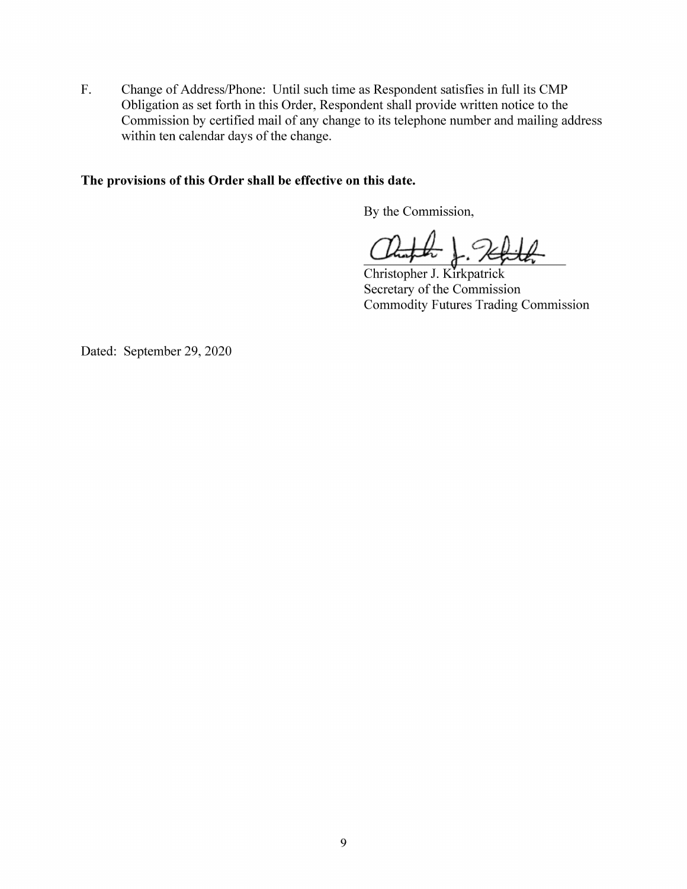F. Change of Address/Phone: Until such time as Respondent satisfies in full its CMP Obligation as set forth in this Order, Respondent shall provide written notice to the Commission by certified mail of any change to its telephone number and mailing address within ten calendar days of the change.

**The provisions of this Order shall be effective on this date.**

By the Commission,

Christopher J. Kirkpatrick
Secretary of the Commission
Commodity Futures Trading Commission

Dated: September 29, 2020